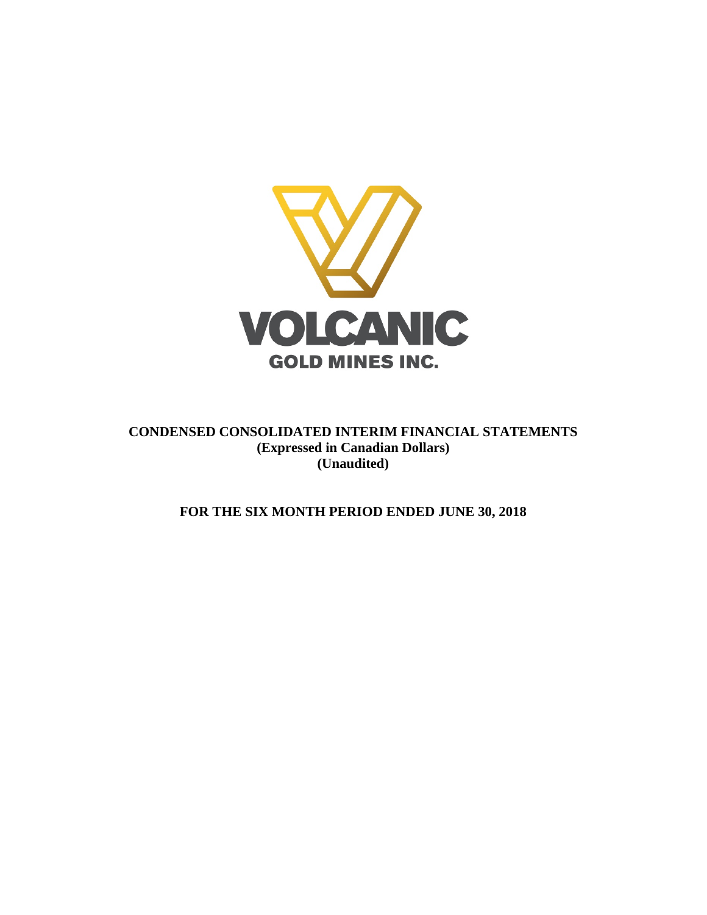VOLCANIC

GOLD MINES INC.

# CONDENSED CONSOLIDATED INTERIM FINANCIAL STATEMENTS
**(Expressed in Canadian Dollars)**
**(Unaudited)**

## FOR THE SIX MONTH PERIOD ENDED JUNE 30, 2018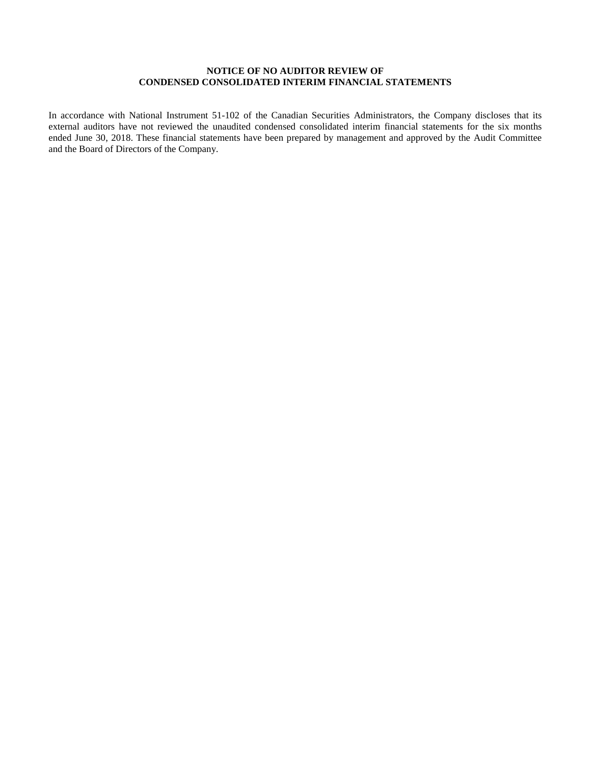**NOTICE OF NO AUDITOR REVIEW OF**
**CONDENSED CONSOLIDATED INTERIM FINANCIAL STATEMENTS**

In accordance with National Instrument 51-102 of the Canadian Securities Administrators, the Company discloses that its external auditors have not reviewed the unaudited condensed consolidated interim financial statements for the six months ended June 30, 2018. These financial statements have been prepared by management and approved by the Audit Committee and the Board of Directors of the Company.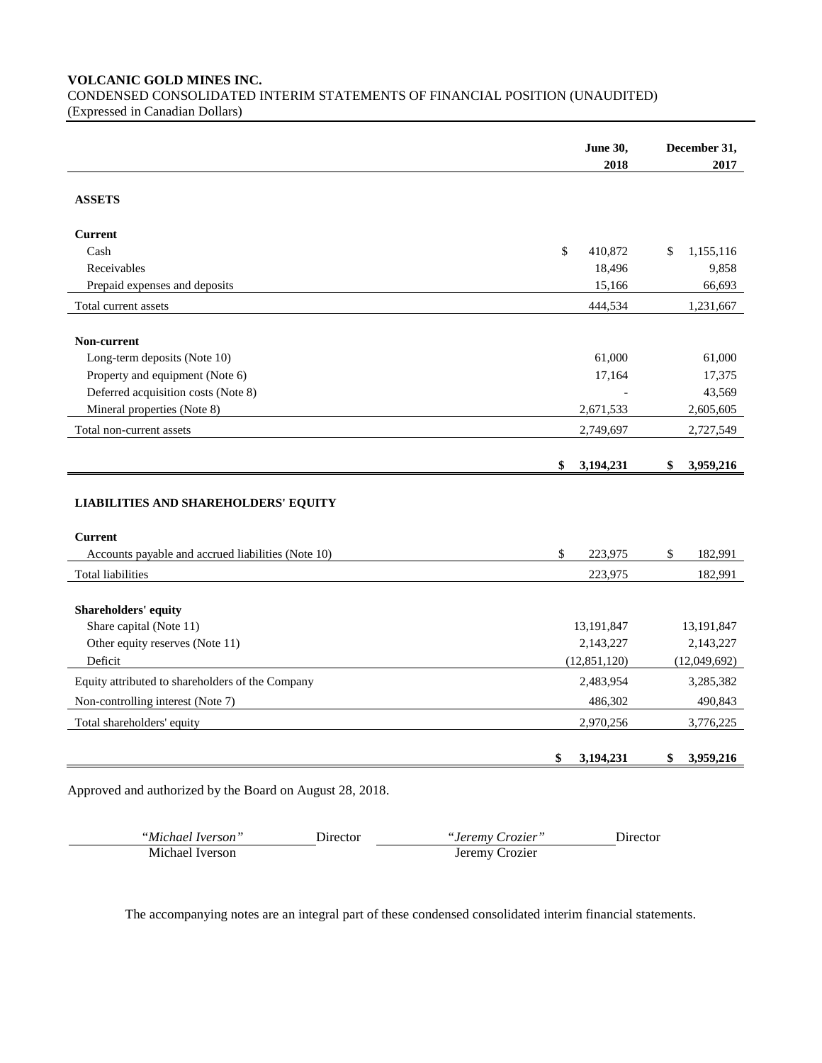**VOLCANIC GOLD MINES INC.**
CONDENSED CONSOLIDATED INTERIM STATEMENTS OF FINANCIAL POSITION (UNAUDITED)
(Expressed in Canadian Dollars)

| | June 30, 2018 | December 31, 2017 |
|---|---|---|
| **ASSETS** | | |
| **Current** | | |
| Cash | $ 410,872 | $ 1,155,116 |
| Receivables | 18,496 | 9,858 |
| Prepaid expenses and deposits | 15,166 | 66,693 |
| Total current assets | 444,534 | 1,231,667 |
| **Non-current** | | |
| Long-term deposits (Note 10) | 61,000 | 61,000 |
| Property and equipment (Note 6) | 17,164 | 17,375 |
| Deferred acquisition costs (Note 8) | - | 43,569 |
| Mineral properties (Note 8) | 2,671,533 | 2,605,605 |
| Total non-current assets | 2,749,697 | 2,727,549 |
| | **$ 3,194,231** | **$ 3,959,216** |
| **LIABILITIES AND SHAREHOLDERS' EQUITY** | | |
| **Current** | | |
| Accounts payable and accrued liabilities (Note 10) | $ 223,975 | $ 182,991 |
| Total liabilities | 223,975 | 182,991 |
| **Shareholders' equity** | | |
| Share capital (Note 11) | 13,191,847 | 13,191,847 |
| Other equity reserves (Note 11) | 2,143,227 | 2,143,227 |
| Deficit | (12,851,120) | (12,049,692) |
| Equity attributed to shareholders of the Company | 2,483,954 | 3,285,382 |
| Non-controlling interest (Note 7) | 486,302 | 490,843 |
| Total shareholders' equity | 2,970,256 | 3,776,225 |
| | **$ 3,194,231** | **$ 3,959,216** |

Approved and authorized by the Board on August 28, 2018.

| *"Michael Iverson"* | Director | *"Jeremy Crozier"* | Director |
|---|---|---|---|
| Michael Iverson | | Jeremy Crozier | |

The accompanying notes are an integral part of these condensed consolidated interim financial statements.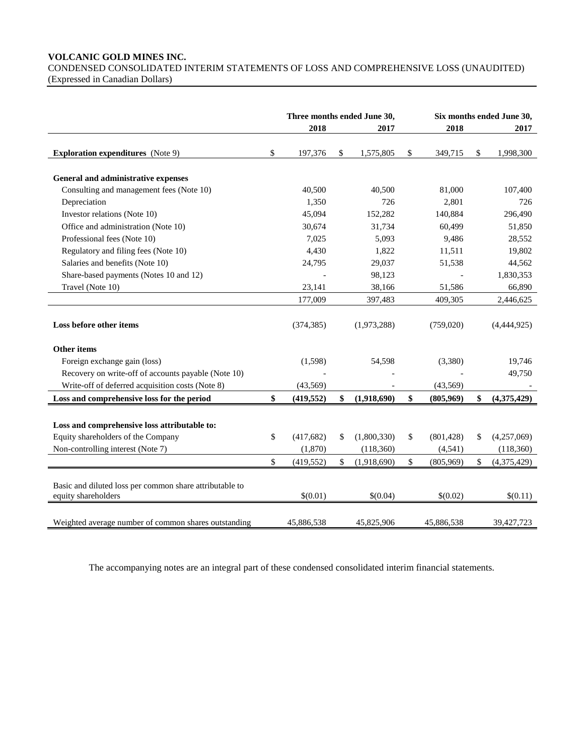**VOLCANIC GOLD MINES INC.**

CONDENSED CONSOLIDATED INTERIM STATEMENTS OF LOSS AND COMPREHENSIVE LOSS (UNAUDITED)

(Expressed in Canadian Dollars)

| | Three months ended June 30, | | Six months ended June 30, | |
|---|---|---|---|---|
| | 2018 | 2017 | 2018 | 2017 |
| **Exploration expenditures** (Note 9) | $ 197,376 | $ 1,575,805 | $ 349,715 | $ 1,998,300 |
| **General and administrative expenses** | | | | |
| Consulting and management fees (Note 10) | 40,500 | 40,500 | 81,000 | 107,400 |
| Depreciation | 1,350 | 726 | 2,801 | 726 |
| Investor relations (Note 10) | 45,094 | 152,282 | 140,884 | 296,490 |
| Office and administration (Note 10) | 30,674 | 31,734 | 60,499 | 51,850 |
| Professional fees (Note 10) | 7,025 | 5,093 | 9,486 | 28,552 |
| Regulatory and filing fees (Note 10) | 4,430 | 1,822 | 11,511 | 19,802 |
| Salaries and benefits (Note 10) | 24,795 | 29,037 | 51,538 | 44,562 |
| Share-based payments (Notes 10 and 12) | - | 98,123 | - | 1,830,353 |
| Travel (Note 10) | 23,141 | 38,166 | 51,586 | 66,890 |
| | 177,009 | 397,483 | 409,305 | 2,446,625 |
| **Loss before other items** | (374,385) | (1,973,288) | (759,020) | (4,444,925) |
| **Other items** | | | | |
| Foreign exchange gain (loss) | (1,598) | 54,598 | (3,380) | 19,746 |
| Recovery on write-off of accounts payable (Note 10) | - | - | - | 49,750 |
| Write-off of deferred acquisition costs (Note 8) | (43,569) | - | (43,569) | - |
| **Loss and comprehensive loss for the period** | **$ (419,552)** | **$ (1,918,690)** | **$ (805,969)** | **$ (4,375,429)** |
| **Loss and comprehensive loss attributable to:** | | | | |
| Equity shareholders of the Company | $ (417,682) | $ (1,800,330) | $ (801,428) | $ (4,257,069) |
| Non-controlling interest (Note 7) | (1,870) | (118,360) | (4,541) | (118,360) |
| | $ (419,552) | $ (1,918,690) | $ (805,969) | $ (4,375,429) |
| Basic and diluted loss per common share attributable to equity shareholders | $(0.01) | $(0.04) | $(0.02) | $(0.11) |
| Weighted average number of common shares outstanding | 45,886,538 | 45,825,906 | 45,886,538 | 39,427,723 |

The accompanying notes are an integral part of these condensed consolidated interim financial statements.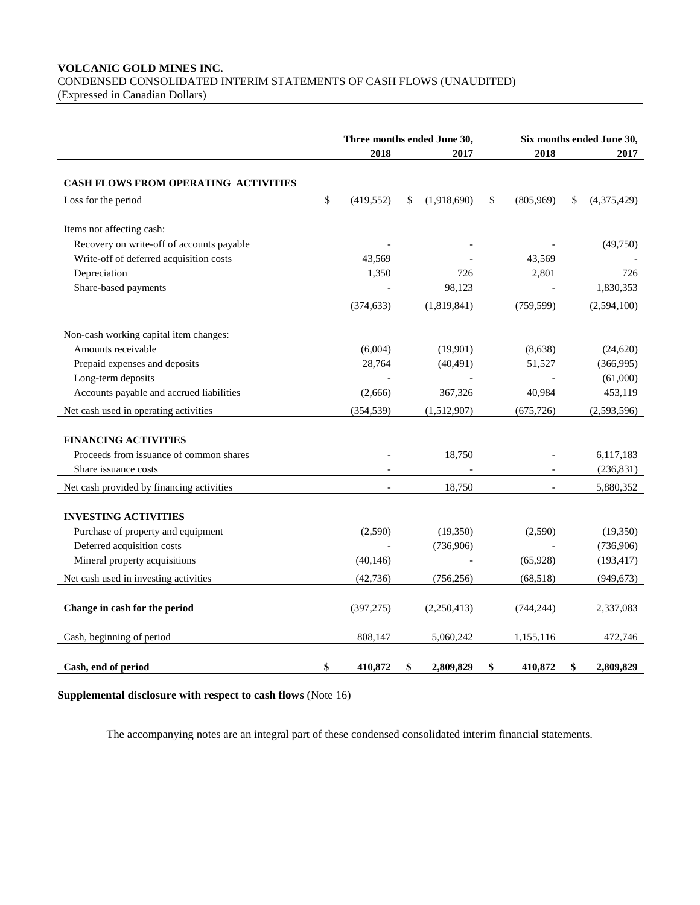**VOLCANIC GOLD MINES INC.**
CONDENSED CONSOLIDATED INTERIM STATEMENTS OF CASH FLOWS (UNAUDITED)
(Expressed in Canadian Dollars)

| | Three months ended June 30, 2018 | Three months ended June 30, 2017 | Six months ended June 30, 2018 | Six months ended June 30, 2017 |
|---|---|---|---|---|
| **CASH FLOWS FROM OPERATING ACTIVITIES** | | | | |
| Loss for the period | $ (419,552) | $ (1,918,690) | $ (805,969) | $ (4,375,429) |
| Items not affecting cash: | | | | |
| Recovery on write-off of accounts payable | - | - | - | (49,750) |
| Write-off of deferred acquisition costs | 43,569 | - | 43,569 | - |
| Depreciation | 1,350 | 726 | 2,801 | 726 |
| Share-based payments | - | 98,123 | - | 1,830,353 |
| | (374,633) | (1,819,841) | (759,599) | (2,594,100) |
| Non-cash working capital item changes: | | | | |
| Amounts receivable | (6,004) | (19,901) | (8,638) | (24,620) |
| Prepaid expenses and deposits | 28,764 | (40,491) | 51,527 | (366,995) |
| Long-term deposits | - | - | - | (61,000) |
| Accounts payable and accrued liabilities | (2,666) | 367,326 | 40,984 | 453,119 |
| Net cash used in operating activities | (354,539) | (1,512,907) | (675,726) | (2,593,596) |
| **FINANCING ACTIVITIES** | | | | |
| Proceeds from issuance of common shares | - | 18,750 | - | 6,117,183 |
| Share issuance costs | - | - | - | (236,831) |
| Net cash provided by financing activities | - | 18,750 | - | 5,880,352 |
| **INVESTING ACTIVITIES** | | | | |
| Purchase of property and equipment | (2,590) | (19,350) | (2,590) | (19,350) |
| Deferred acquisition costs | - | (736,906) | - | (736,906) |
| Mineral property acquisitions | (40,146) | - | (65,928) | (193,417) |
| Net cash used in investing activities | (42,736) | (756,256) | (68,518) | (949,673) |
| **Change in cash for the period** | (397,275) | (2,250,413) | (744,244) | 2,337,083 |
| Cash, beginning of period | 808,147 | 5,060,242 | 1,155,116 | 472,746 |
| **Cash, end of period** | **$ 410,872** | **$ 2,809,829** | **$ 410,872** | **$ 2,809,829** |

**Supplemental disclosure with respect to cash flows** (Note 16)

The accompanying notes are an integral part of these condensed consolidated interim financial statements.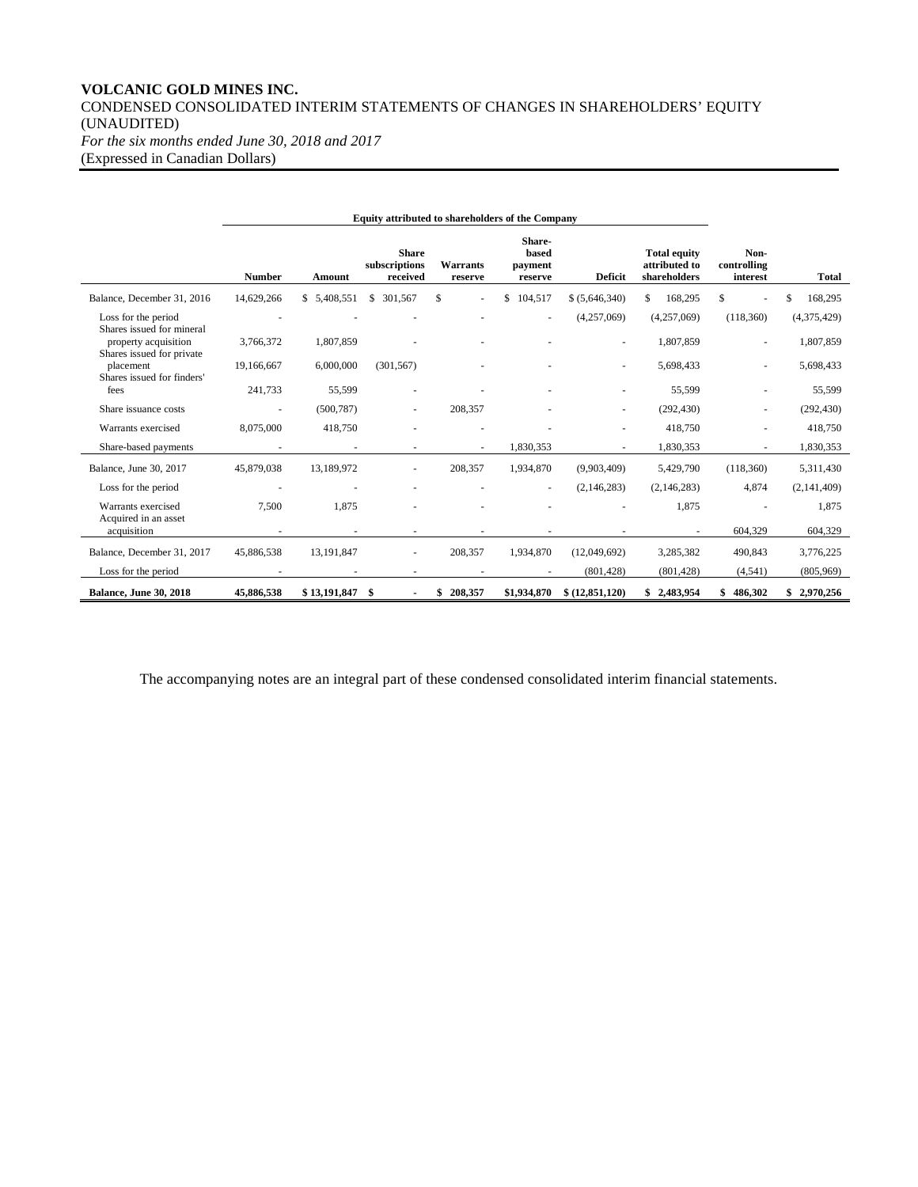**VOLCANIC GOLD MINES INC.**
CONDENSED CONSOLIDATED INTERIM STATEMENTS OF CHANGES IN SHAREHOLDERS' EQUITY (UNAUDITED)
*For the six months ended June 30, 2018 and 2017*
(Expressed in Canadian Dollars)

| | Equity attributed to shareholders of the Company | | | | | | | | |
|---|---|---|---|---|---|---|---|---|---|
| | **Number** | **Amount** | **Share subscriptions received** | **Warrants reserve** | **Share-based payment reserve** | **Deficit** | **Total equity attributed to shareholders** | **Non-controlling interest** | **Total** |
| Balance, December 31, 2016 | 14,629,266 | $ 5,408,551 | $ 301,567 | $ - | $ 104,517 | $ (5,646,340) | $ 168,295 | $ - | $ 168,295 |
| Loss for the period | - | - | - | - | - | (4,257,069) | (4,257,069) | (118,360) | (4,375,429) |
| Shares issued for mineral property acquisition | 3,766,372 | 1,807,859 | - | - | - | - | 1,807,859 | - | 1,807,859 |
| Shares issued for private placement | 19,166,667 | 6,000,000 | (301,567) | - | - | - | 5,698,433 | - | 5,698,433 |
| Shares issued for finders' fees | 241,733 | 55,599 | - | - | - | - | 55,599 | - | 55,599 |
| Share issuance costs | - | (500,787) | - | 208,357 | - | - | (292,430) | - | (292,430) |
| Warrants exercised | 8,075,000 | 418,750 | - | - | - | - | 418,750 | - | 418,750 |
| Share-based payments | - | - | - | - | 1,830,353 | - | 1,830,353 | - | 1,830,353 |
| Balance, June 30, 2017 | 45,879,038 | 13,189,972 | - | 208,357 | 1,934,870 | (9,903,409) | 5,429,790 | (118,360) | 5,311,430 |
| Loss for the period | - | - | - | - | - | (2,146,283) | (2,146,283) | 4,874 | (2,141,409) |
| Warrants exercised | 7,500 | 1,875 | - | - | - | - | 1,875 | - | 1,875 |
| Acquired in an asset acquisition | - | - | - | - | - | - | - | 604,329 | 604,329 |
| Balance, December 31, 2017 | 45,886,538 | 13,191,847 | - | 208,357 | 1,934,870 | (12,049,692) | 3,285,382 | 490,843 | 3,776,225 |
| Loss for the period | - | - | - | - | - | (801,428) | (801,428) | (4,541) | (805,969) |
| **Balance, June 30, 2018** | **45,886,538** | **$ 13,191,847** | **$ -** | **$ 208,357** | **$1,934,870** | **$ (12,851,120)** | **$ 2,483,954** | **$ 486,302** | **$ 2,970,256** |

The accompanying notes are an integral part of these condensed consolidated interim financial statements.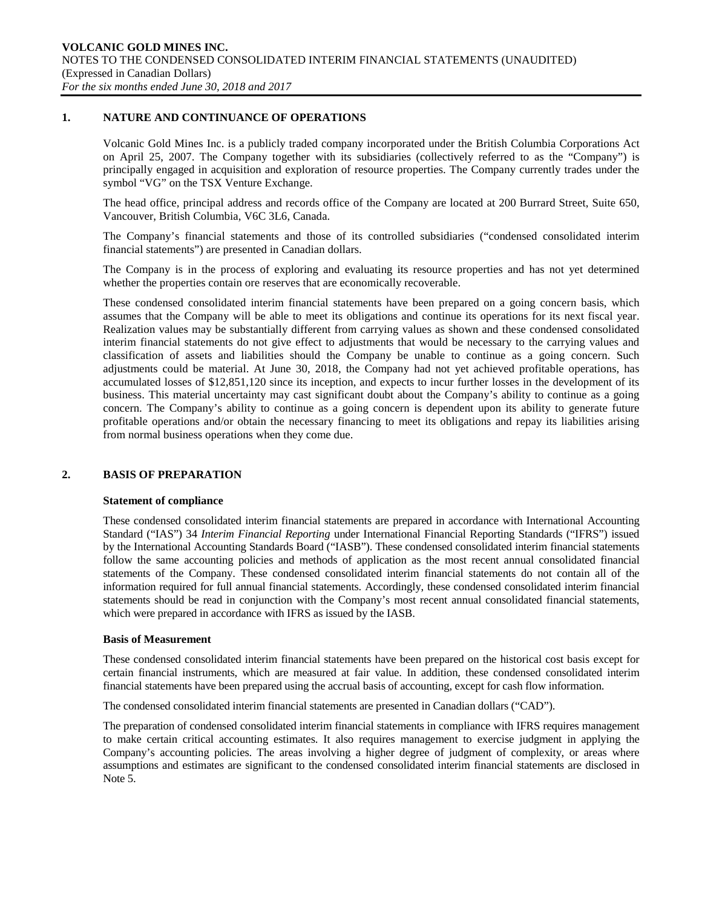## 1. NATURE AND CONTINUANCE OF OPERATIONS

Volcanic Gold Mines Inc. is a publicly traded company incorporated under the British Columbia Corporations Act on April 25, 2007. The Company together with its subsidiaries (collectively referred to as the "Company") is principally engaged in acquisition and exploration of resource properties. The Company currently trades under the symbol "VG" on the TSX Venture Exchange.

The head office, principal address and records office of the Company are located at 200 Burrard Street, Suite 650, Vancouver, British Columbia, V6C 3L6, Canada.

The Company's financial statements and those of its controlled subsidiaries ("condensed consolidated interim financial statements") are presented in Canadian dollars.

The Company is in the process of exploring and evaluating its resource properties and has not yet determined whether the properties contain ore reserves that are economically recoverable.

These condensed consolidated interim financial statements have been prepared on a going concern basis, which assumes that the Company will be able to meet its obligations and continue its operations for its next fiscal year. Realization values may be substantially different from carrying values as shown and these condensed consolidated interim financial statements do not give effect to adjustments that would be necessary to the carrying values and classification of assets and liabilities should the Company be unable to continue as a going concern. Such adjustments could be material. At June 30, 2018, the Company had not yet achieved profitable operations, has accumulated losses of $12,851,120 since its inception, and expects to incur further losses in the development of its business. This material uncertainty may cast significant doubt about the Company's ability to continue as a going concern. The Company's ability to continue as a going concern is dependent upon its ability to generate future profitable operations and/or obtain the necessary financing to meet its obligations and repay its liabilities arising from normal business operations when they come due.

## 2. BASIS OF PREPARATION

**Statement of compliance**

These condensed consolidated interim financial statements are prepared in accordance with International Accounting Standard ("IAS") 34 *Interim Financial Reporting* under International Financial Reporting Standards ("IFRS") issued by the International Accounting Standards Board ("IASB"). These condensed consolidated interim financial statements follow the same accounting policies and methods of application as the most recent annual consolidated financial statements of the Company. These condensed consolidated interim financial statements do not contain all of the information required for full annual financial statements. Accordingly, these condensed consolidated interim financial statements should be read in conjunction with the Company's most recent annual consolidated financial statements, which were prepared in accordance with IFRS as issued by the IASB.

**Basis of Measurement**

These condensed consolidated interim financial statements have been prepared on the historical cost basis except for certain financial instruments, which are measured at fair value. In addition, these condensed consolidated interim financial statements have been prepared using the accrual basis of accounting, except for cash flow information.

The condensed consolidated interim financial statements are presented in Canadian dollars ("CAD").

The preparation of condensed consolidated interim financial statements in compliance with IFRS requires management to make certain critical accounting estimates. It also requires management to exercise judgment in applying the Company's accounting policies. The areas involving a higher degree of judgment of complexity, or areas where assumptions and estimates are significant to the condensed consolidated interim financial statements are disclosed in Note 5.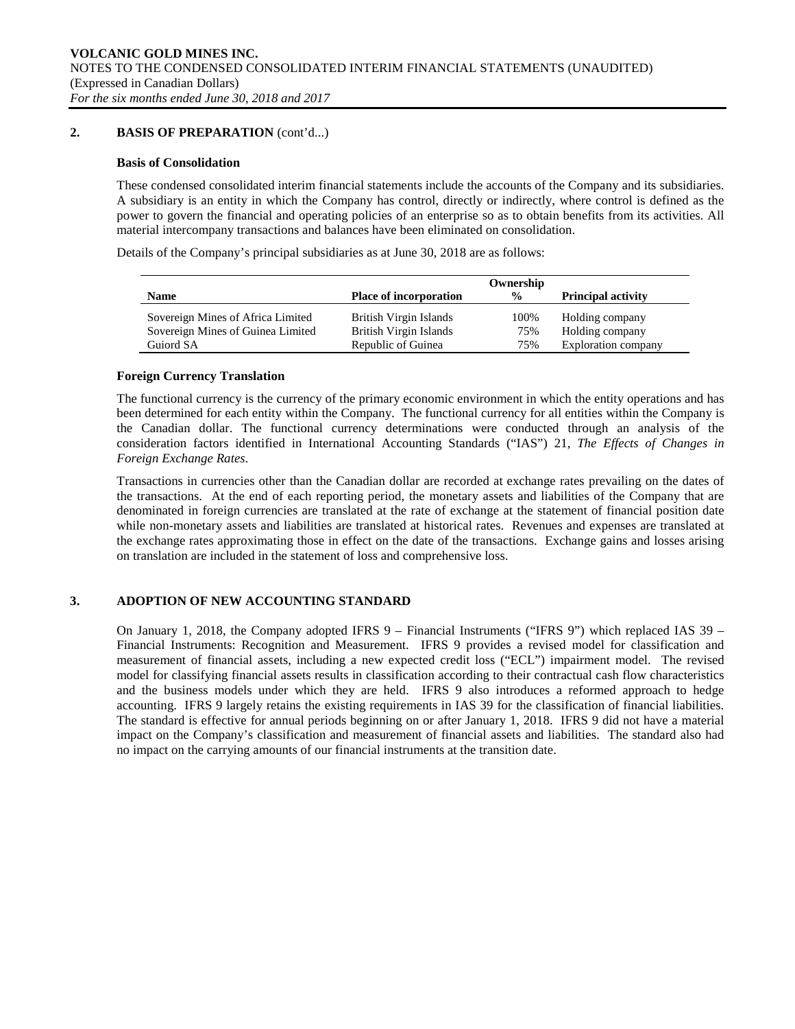## 2. BASIS OF PREPARATION (cont'd...)

### Basis of Consolidation

These condensed consolidated interim financial statements include the accounts of the Company and its subsidiaries. A subsidiary is an entity in which the Company has control, directly or indirectly, where control is defined as the power to govern the financial and operating policies of an enterprise so as to obtain benefits from its activities. All material intercompany transactions and balances have been eliminated on consolidation.

Details of the Company's principal subsidiaries as at June 30, 2018 are as follows:

| Name | Place of incorporation | Ownership % | Principal activity |
|---|---|---|---|
| Sovereign Mines of Africa Limited | British Virgin Islands | 100% | Holding company |
| Sovereign Mines of Guinea Limited | British Virgin Islands | 75% | Holding company |
| Guiord SA | Republic of Guinea | 75% | Exploration company |

### Foreign Currency Translation

The functional currency is the currency of the primary economic environment in which the entity operations and has been determined for each entity within the Company. The functional currency for all entities within the Company is the Canadian dollar. The functional currency determinations were conducted through an analysis of the consideration factors identified in International Accounting Standards ("IAS") 21, *The Effects of Changes in Foreign Exchange Rates*.

Transactions in currencies other than the Canadian dollar are recorded at exchange rates prevailing on the dates of the transactions. At the end of each reporting period, the monetary assets and liabilities of the Company that are denominated in foreign currencies are translated at the rate of exchange at the statement of financial position date while non-monetary assets and liabilities are translated at historical rates. Revenues and expenses are translated at the exchange rates approximating those in effect on the date of the transactions. Exchange gains and losses arising on translation are included in the statement of loss and comprehensive loss.

## 3. ADOPTION OF NEW ACCOUNTING STANDARD

On January 1, 2018, the Company adopted IFRS 9 – Financial Instruments ("IFRS 9") which replaced IAS 39 – Financial Instruments: Recognition and Measurement. IFRS 9 provides a revised model for classification and measurement of financial assets, including a new expected credit loss ("ECL") impairment model. The revised model for classifying financial assets results in classification according to their contractual cash flow characteristics and the business models under which they are held. IFRS 9 also introduces a reformed approach to hedge accounting. IFRS 9 largely retains the existing requirements in IAS 39 for the classification of financial liabilities. The standard is effective for annual periods beginning on or after January 1, 2018. IFRS 9 did not have a material impact on the Company's classification and measurement of financial assets and liabilities. The standard also had no impact on the carrying amounts of our financial instruments at the transition date.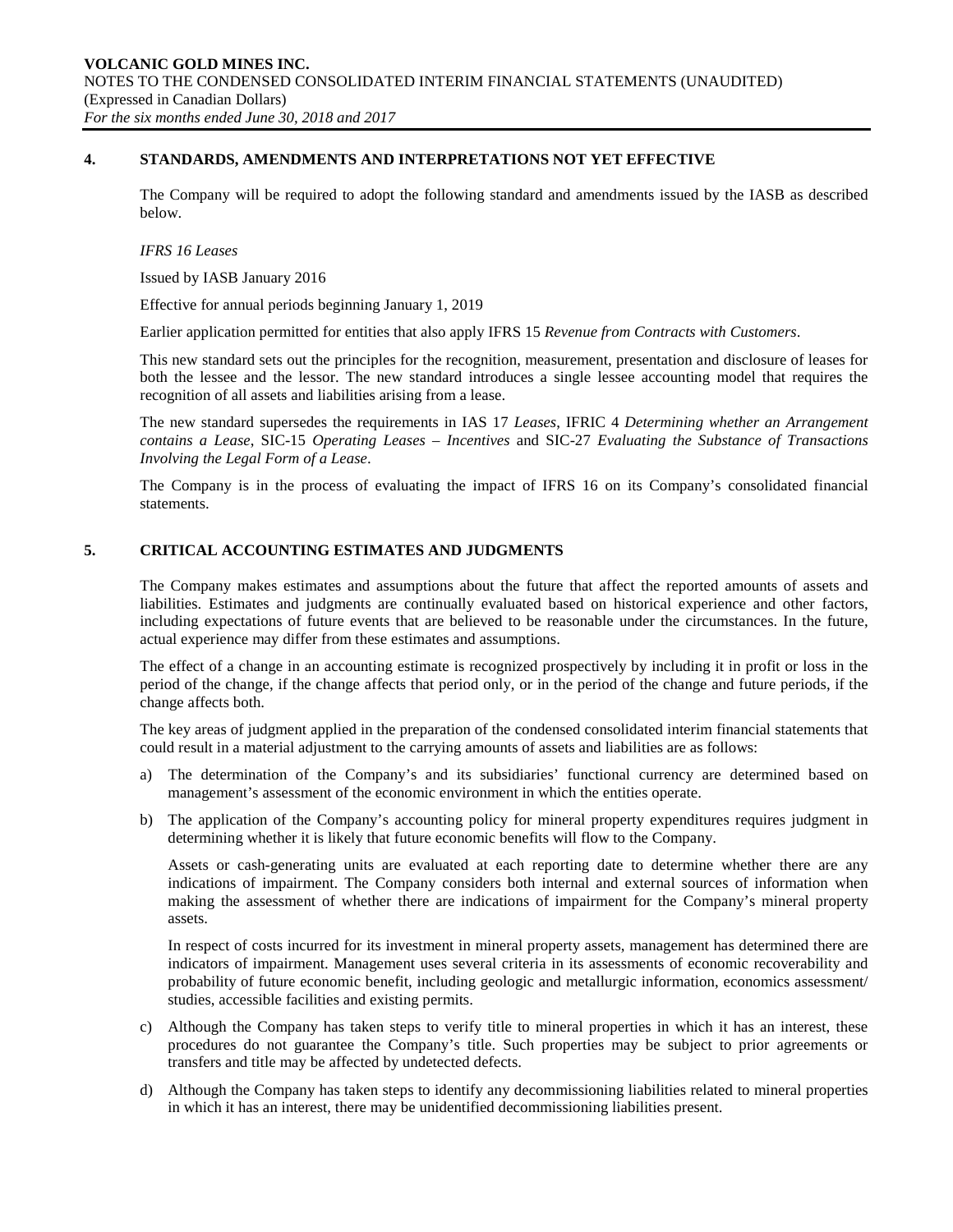## 4. STANDARDS, AMENDMENTS AND INTERPRETATIONS NOT YET EFFECTIVE

The Company will be required to adopt the following standard and amendments issued by the IASB as described below.

*IFRS 16 Leases*

Issued by IASB January 2016

Effective for annual periods beginning January 1, 2019

Earlier application permitted for entities that also apply IFRS 15 *Revenue from Contracts with Customers*.

This new standard sets out the principles for the recognition, measurement, presentation and disclosure of leases for both the lessee and the lessor. The new standard introduces a single lessee accounting model that requires the recognition of all assets and liabilities arising from a lease.

The new standard supersedes the requirements in IAS 17 *Leases*, IFRIC 4 *Determining whether an Arrangement contains a Lease*, SIC-15 *Operating Leases – Incentives* and SIC-27 *Evaluating the Substance of Transactions Involving the Legal Form of a Lease*.

The Company is in the process of evaluating the impact of IFRS 16 on its Company's consolidated financial statements.

## 5. CRITICAL ACCOUNTING ESTIMATES AND JUDGMENTS

The Company makes estimates and assumptions about the future that affect the reported amounts of assets and liabilities. Estimates and judgments are continually evaluated based on historical experience and other factors, including expectations of future events that are believed to be reasonable under the circumstances. In the future, actual experience may differ from these estimates and assumptions.

The effect of a change in an accounting estimate is recognized prospectively by including it in profit or loss in the period of the change, if the change affects that period only, or in the period of the change and future periods, if the change affects both.

The key areas of judgment applied in the preparation of the condensed consolidated interim financial statements that could result in a material adjustment to the carrying amounts of assets and liabilities are as follows:

a) The determination of the Company's and its subsidiaries' functional currency are determined based on management's assessment of the economic environment in which the entities operate.

b) The application of the Company's accounting policy for mineral property expenditures requires judgment in determining whether it is likely that future economic benefits will flow to the Company.

   Assets or cash-generating units are evaluated at each reporting date to determine whether there are any indications of impairment. The Company considers both internal and external sources of information when making the assessment of whether there are indications of impairment for the Company's mineral property assets.

   In respect of costs incurred for its investment in mineral property assets, management has determined there are indicators of impairment. Management uses several criteria in its assessments of economic recoverability and probability of future economic benefit, including geologic and metallurgic information, economics assessment/ studies, accessible facilities and existing permits.

c) Although the Company has taken steps to verify title to mineral properties in which it has an interest, these procedures do not guarantee the Company's title. Such properties may be subject to prior agreements or transfers and title may be affected by undetected defects.

d) Although the Company has taken steps to identify any decommissioning liabilities related to mineral properties in which it has an interest, there may be unidentified decommissioning liabilities present.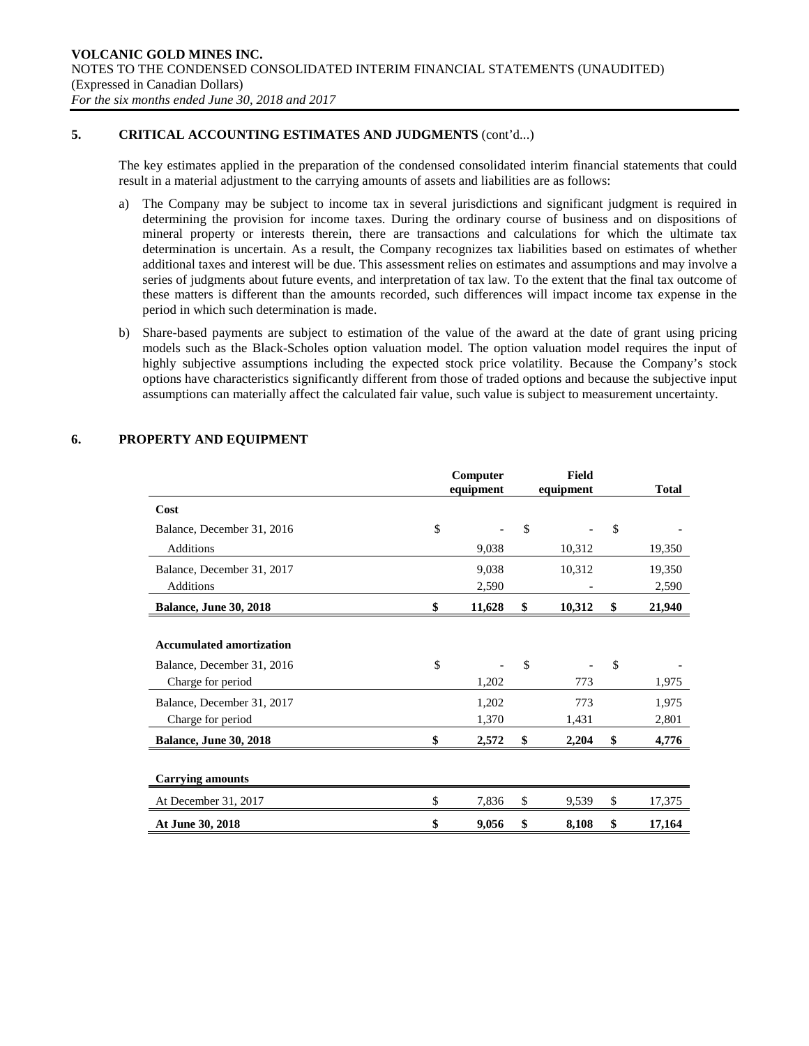**VOLCANIC GOLD MINES INC.**
NOTES TO THE CONDENSED CONSOLIDATED INTERIM FINANCIAL STATEMENTS (UNAUDITED)
(Expressed in Canadian Dollars)
*For the six months ended June 30, 2018 and 2017*

## 5. CRITICAL ACCOUNTING ESTIMATES AND JUDGMENTS (cont'd...)

The key estimates applied in the preparation of the condensed consolidated interim financial statements that could result in a material adjustment to the carrying amounts of assets and liabilities are as follows:

a) The Company may be subject to income tax in several jurisdictions and significant judgment is required in determining the provision for income taxes. During the ordinary course of business and on dispositions of mineral property or interests therein, there are transactions and calculations for which the ultimate tax determination is uncertain. As a result, the Company recognizes tax liabilities based on estimates of whether additional taxes and interest will be due. This assessment relies on estimates and assumptions and may involve a series of judgments about future events, and interpretation of tax law. To the extent that the final tax outcome of these matters is different than the amounts recorded, such differences will impact income tax expense in the period in which such determination is made.

b) Share-based payments are subject to estimation of the value of the award at the date of grant using pricing models such as the Black-Scholes option valuation model. The option valuation model requires the input of highly subjective assumptions including the expected stock price volatility. Because the Company's stock options have characteristics significantly different from those of traded options and because the subjective input assumptions can materially affect the calculated fair value, such value is subject to measurement uncertainty.

## 6. PROPERTY AND EQUIPMENT

| | Computer equipment | Field equipment | Total |
|---|---|---|---|
| **Cost** | | | |
| Balance, December 31, 2016 | $ - | $ - | $ - |
| Additions | 9,038 | 10,312 | 19,350 |
| Balance, December 31, 2017 | 9,038 | 10,312 | 19,350 |
| Additions | 2,590 | - | 2,590 |
| **Balance, June 30, 2018** | **$ 11,628** | **$ 10,312** | **$ 21,940** |
| | | | |
| **Accumulated amortization** | | | |
| Balance, December 31, 2016 | $ - | $ - | $ - |
| Charge for period | 1,202 | 773 | 1,975 |
| Balance, December 31, 2017 | 1,202 | 773 | 1,975 |
| Charge for period | 1,370 | 1,431 | 2,801 |
| **Balance, June 30, 2018** | **$ 2,572** | **$ 2,204** | **$ 4,776** |
| | | | |
| **Carrying amounts** | | | |
| At December 31, 2017 | $ 7,836 | $ 9,539 | $ 17,375 |
| **At June 30, 2018** | **$ 9,056** | **$ 8,108** | **$ 17,164** |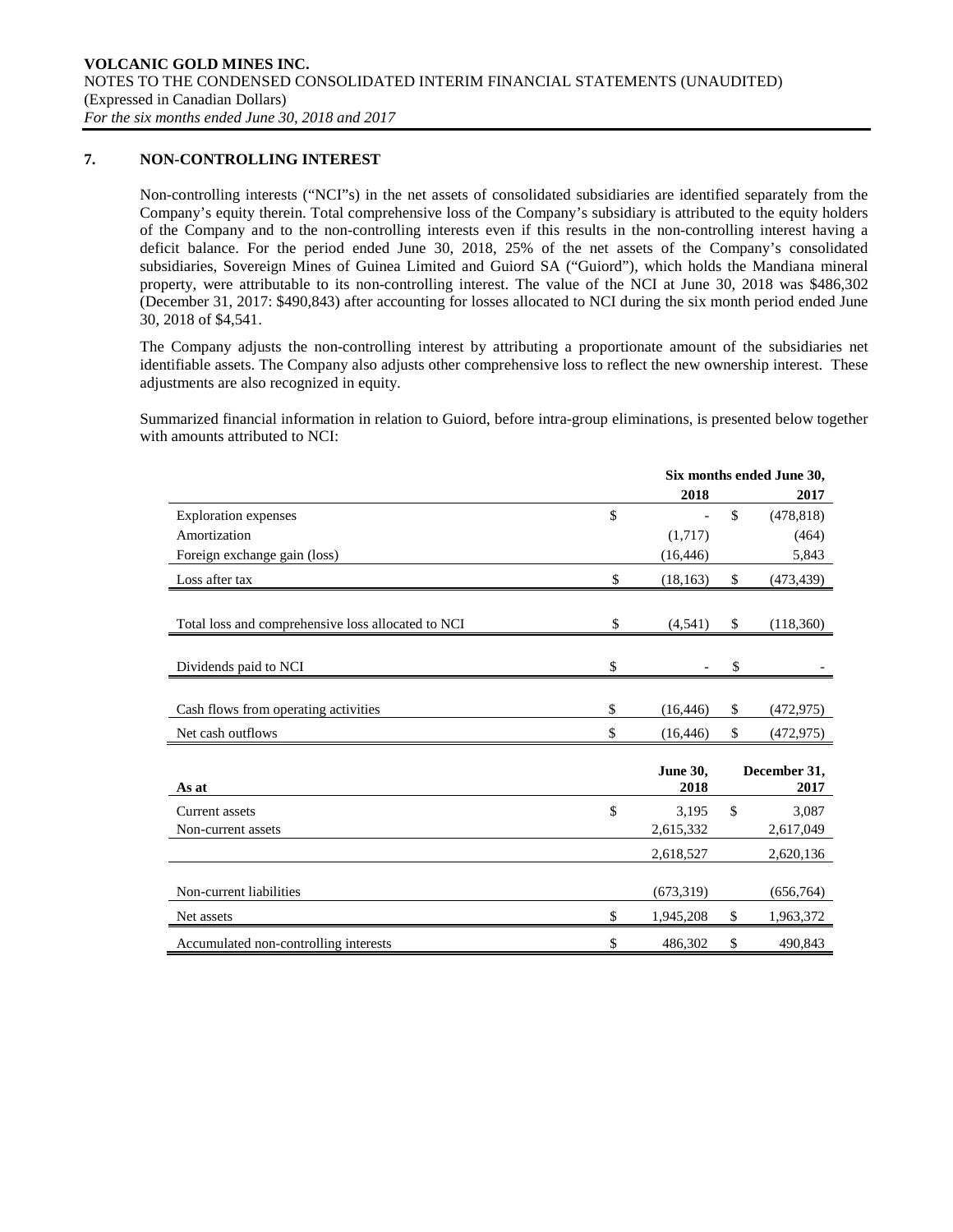## 7. NON-CONTROLLING INTEREST

Non-controlling interests ("NCI"s) in the net assets of consolidated subsidiaries are identified separately from the Company's equity therein. Total comprehensive loss of the Company's subsidiary is attributed to the equity holders of the Company and to the non-controlling interests even if this results in the non-controlling interest having a deficit balance. For the period ended June 30, 2018, 25% of the net assets of the Company's consolidated subsidiaries, Sovereign Mines of Guinea Limited and Guiord SA ("Guiord"), which holds the Mandiana mineral property, were attributable to its non-controlling interest. The value of the NCI at June 30, 2018 was $486,302 (December 31, 2017: $490,843) after accounting for losses allocated to NCI during the six month period ended June 30, 2018 of $4,541.

The Company adjusts the non-controlling interest by attributing a proportionate amount of the subsidiaries net identifiable assets. The Company also adjusts other comprehensive loss to reflect the new ownership interest. These adjustments are also recognized in equity.

Summarized financial information in relation to Guiord, before intra-group eliminations, is presented below together with amounts attributed to NCI:

| | Six months ended June 30, 2018 | Six months ended June 30, 2017 |
|---|---|---|
| Exploration expenses | $ - | $ (478,818) |
| Amortization | (1,717) | (464) |
| Foreign exchange gain (loss) | (16,446) | 5,843 |
| Loss after tax | $ (18,163) | $ (473,439) |
| Total loss and comprehensive loss allocated to NCI | $ (4,541) | $ (118,360) |
| Dividends paid to NCI | $ - | $ - |
| Cash flows from operating activities | $ (16,446) | $ (472,975) |
| Net cash outflows | $ (16,446) | $ (472,975) |

| As at | June 30, 2018 | December 31, 2017 |
|---|---|---|
| Current assets | $ 3,195 | $ 3,087 |
| Non-current assets | 2,615,332 | 2,617,049 |
| | 2,618,527 | 2,620,136 |
| Non-current liabilities | (673,319) | (656,764) |
| Net assets | $ 1,945,208 | $ 1,963,372 |
| Accumulated non-controlling interests | $ 486,302 | $ 490,843 |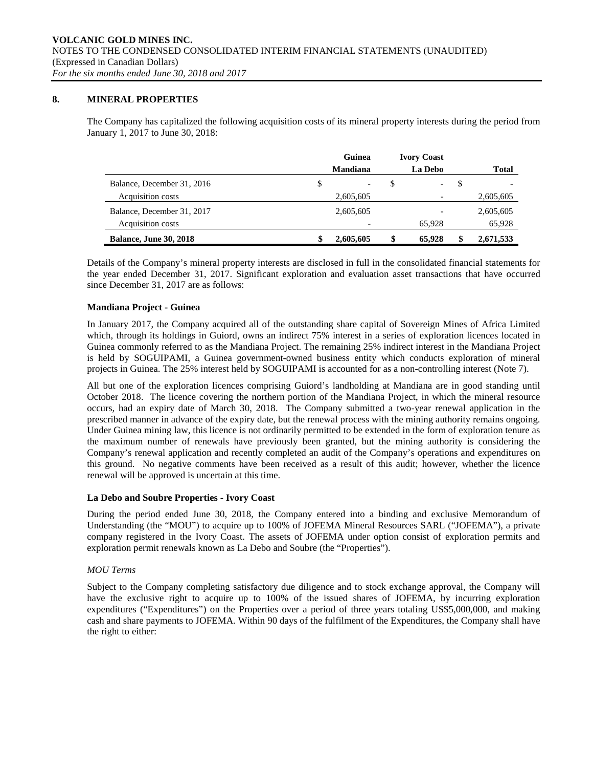## 8. MINERAL PROPERTIES

The Company has capitalized the following acquisition costs of its mineral property interests during the period from January 1, 2017 to June 30, 2018:

| | Guinea | Ivory Coast | |
|---|---|---|---|
| | Mandiana | La Debo | Total |
| Balance, December 31, 2016 | $ - | $ - | $ - |
| Acquisition costs | 2,605,605 | - | 2,605,605 |
| Balance, December 31, 2017 | 2,605,605 | - | 2,605,605 |
| Acquisition costs | - | 65,928 | 65,928 |
| **Balance, June 30, 2018** | **$ 2,605,605** | **$ 65,928** | **$ 2,671,533** |

Details of the Company's mineral property interests are disclosed in full in the consolidated financial statements for the year ended December 31, 2017. Significant exploration and evaluation asset transactions that have occurred since December 31, 2017 are as follows:

### Mandiana Project - Guinea

In January 2017, the Company acquired all of the outstanding share capital of Sovereign Mines of Africa Limited which, through its holdings in Guiord, owns an indirect 75% interest in a series of exploration licences located in Guinea commonly referred to as the Mandiana Project. The remaining 25% indirect interest in the Mandiana Project is held by SOGUIPAMI, a Guinea government-owned business entity which conducts exploration of mineral projects in Guinea. The 25% interest held by SOGUIPAMI is accounted for as a non-controlling interest (Note 7).

All but one of the exploration licences comprising Guiord's landholding at Mandiana are in good standing until October 2018. The licence covering the northern portion of the Mandiana Project, in which the mineral resource occurs, had an expiry date of March 30, 2018. The Company submitted a two-year renewal application in the prescribed manner in advance of the expiry date, but the renewal process with the mining authority remains ongoing. Under Guinea mining law, this licence is not ordinarily permitted to be extended in the form of exploration tenure as the maximum number of renewals have previously been granted, but the mining authority is considering the Company's renewal application and recently completed an audit of the Company's operations and expenditures on this ground. No negative comments have been received as a result of this audit; however, whether the licence renewal will be approved is uncertain at this time.

### La Debo and Soubre Properties - Ivory Coast

During the period ended June 30, 2018, the Company entered into a binding and exclusive Memorandum of Understanding (the "MOU") to acquire up to 100% of JOFEMA Mineral Resources SARL ("JOFEMA"), a private company registered in the Ivory Coast. The assets of JOFEMA under option consist of exploration permits and exploration permit renewals known as La Debo and Soubre (the "Properties").

*MOU Terms*

Subject to the Company completing satisfactory due diligence and to stock exchange approval, the Company will have the exclusive right to acquire up to 100% of the issued shares of JOFEMA, by incurring exploration expenditures ("Expenditures") on the Properties over a period of three years totaling US$5,000,000, and making cash and share payments to JOFEMA. Within 90 days of the fulfilment of the Expenditures, the Company shall have the right to either: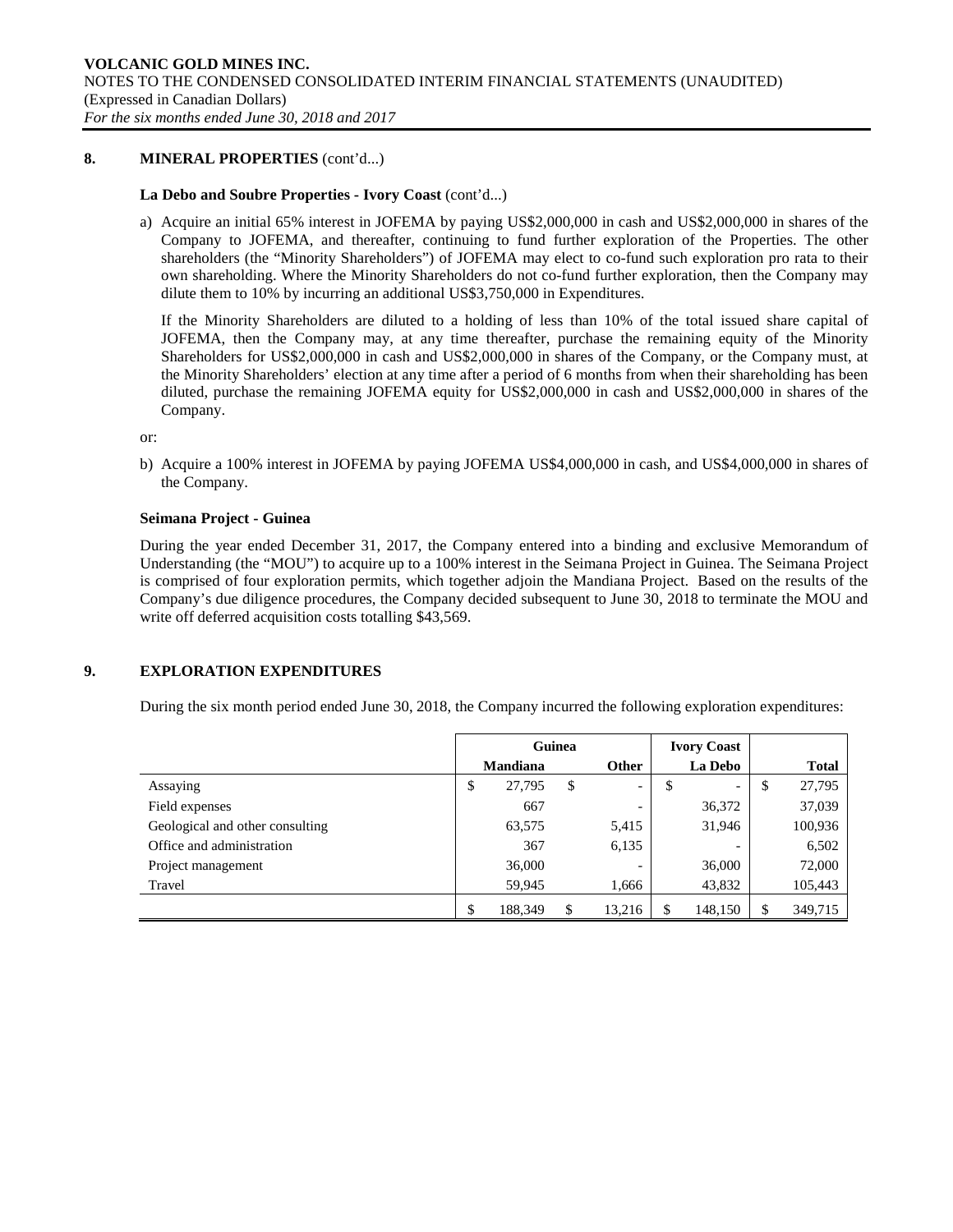## 8. MINERAL PROPERTIES (cont'd...)

### La Debo and Soubre Properties - Ivory Coast (cont'd...)

a) Acquire an initial 65% interest in JOFEMA by paying US$2,000,000 in cash and US$2,000,000 in shares of the Company to JOFEMA, and thereafter, continuing to fund further exploration of the Properties. The other shareholders (the "Minority Shareholders") of JOFEMA may elect to co-fund such exploration pro rata to their own shareholding. Where the Minority Shareholders do not co-fund further exploration, then the Company may dilute them to 10% by incurring an additional US$3,750,000 in Expenditures.

   If the Minority Shareholders are diluted to a holding of less than 10% of the total issued share capital of JOFEMA, then the Company may, at any time thereafter, purchase the remaining equity of the Minority Shareholders for US$2,000,000 in cash and US$2,000,000 in shares of the Company, or the Company must, at the Minority Shareholders' election at any time after a period of 6 months from when their shareholding has been diluted, purchase the remaining JOFEMA equity for US$2,000,000 in cash and US$2,000,000 in shares of the Company.

or:

b) Acquire a 100% interest in JOFEMA by paying JOFEMA US$4,000,000 in cash, and US$4,000,000 in shares of the Company.

### Seimana Project - Guinea

During the year ended December 31, 2017, the Company entered into a binding and exclusive Memorandum of Understanding (the "MOU") to acquire up to a 100% interest in the Seimana Project in Guinea. The Seimana Project is comprised of four exploration permits, which together adjoin the Mandiana Project. Based on the results of the Company's due diligence procedures, the Company decided subsequent to June 30, 2018 to terminate the MOU and write off deferred acquisition costs totalling $43,569.

## 9. EXPLORATION EXPENDITURES

During the six month period ended June 30, 2018, the Company incurred the following exploration expenditures:

| | Guinea | | Ivory Coast | |
|---|---|---|---|---|
| | Mandiana | Other | La Debo | Total |
| Assaying | $ 27,795 | $ - | $ - | $ 27,795 |
| Field expenses | 667 | - | 36,372 | 37,039 |
| Geological and other consulting | 63,575 | 5,415 | 31,946 | 100,936 |
| Office and administration | 367 | 6,135 | - | 6,502 |
| Project management | 36,000 | - | 36,000 | 72,000 |
| Travel | 59,945 | 1,666 | 43,832 | 105,443 |
| | $ 188,349 | $ 13,216 | $ 148,150 | $ 349,715 |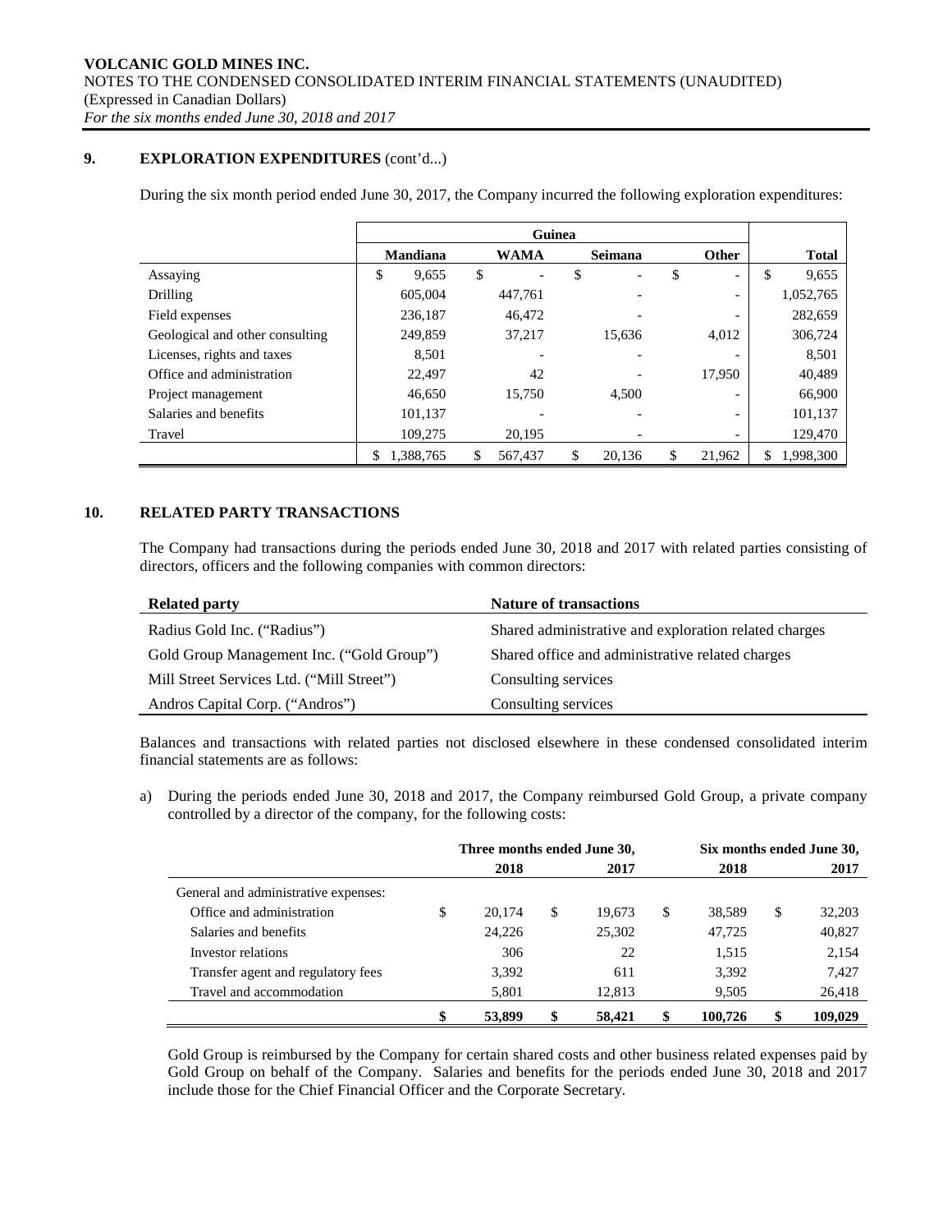## 9. EXPLORATION EXPENDITURES (cont'd...)

During the six month period ended June 30, 2017, the Company incurred the following exploration expenditures:

| | Guinea | | | | |
|---|---|---|---|---|---|
| | **Mandiana** | **WAMA** | **Seimana** | **Other** | **Total** |
| Assaying | $ 9,655 | $ - | $ - | $ - | $ 9,655 |
| Drilling | 605,004 | 447,761 | - | - | 1,052,765 |
| Field expenses | 236,187 | 46,472 | - | - | 282,659 |
| Geological and other consulting | 249,859 | 37,217 | 15,636 | 4,012 | 306,724 |
| Licenses, rights and taxes | 8,501 | - | - | - | 8,501 |
| Office and administration | 22,497 | 42 | - | 17,950 | 40,489 |
| Project management | 46,650 | 15,750 | 4,500 | - | 66,900 |
| Salaries and benefits | 101,137 | - | - | - | 101,137 |
| Travel | 109,275 | 20,195 | - | - | 129,470 |
| | $ 1,388,765 | $ 567,437 | $ 20,136 | $ 21,962 | $ 1,998,300 |

## 10. RELATED PARTY TRANSACTIONS

The Company had transactions during the periods ended June 30, 2018 and 2017 with related parties consisting of directors, officers and the following companies with common directors:

| **Related party** | **Nature of transactions** |
|---|---|
| Radius Gold Inc. ("Radius") | Shared administrative and exploration related charges |
| Gold Group Management Inc. ("Gold Group") | Shared office and administrative related charges |
| Mill Street Services Ltd. ("Mill Street") | Consulting services |
| Andros Capital Corp. ("Andros") | Consulting services |

Balances and transactions with related parties not disclosed elsewhere in these condensed consolidated interim financial statements are as follows:

a) During the periods ended June 30, 2018 and 2017, the Company reimbursed Gold Group, a private company controlled by a director of the company, for the following costs:

| | Three months ended June 30, | | Six months ended June 30, | |
|---|---|---|---|---|
| | **2018** | **2017** | **2018** | **2017** |
| General and administrative expenses: | | | | |
| Office and administration | $ 20,174 | $ 19,673 | $ 38,589 | $ 32,203 |
| Salaries and benefits | 24,226 | 25,302 | 47,725 | 40,827 |
| Investor relations | 306 | 22 | 1,515 | 2,154 |
| Transfer agent and regulatory fees | 3,392 | 611 | 3,392 | 7,427 |
| Travel and accommodation | 5,801 | 12,813 | 9,505 | 26,418 |
| | **$ 53,899** | **$ 58,421** | **$ 100,726** | **$ 109,029** |

Gold Group is reimbursed by the Company for certain shared costs and other business related expenses paid by Gold Group on behalf of the Company. Salaries and benefits for the periods ended June 30, 2018 and 2017 include those for the Chief Financial Officer and the Corporate Secretary.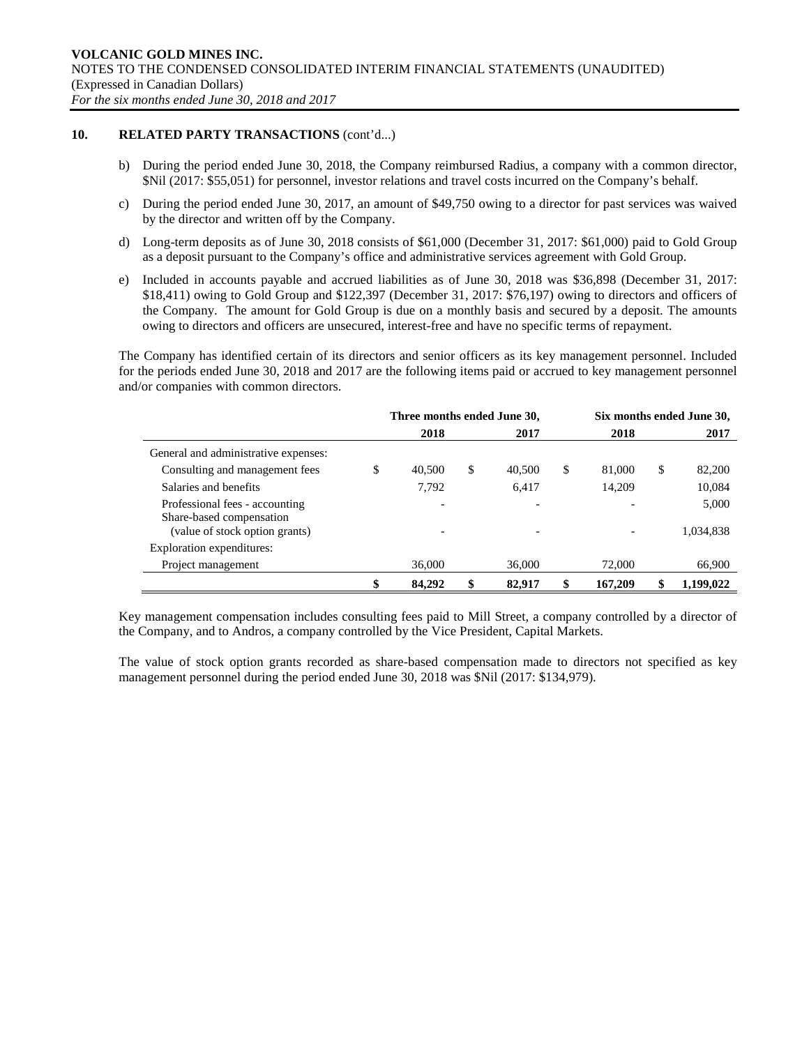## 10. RELATED PARTY TRANSACTIONS (cont'd...)

b) During the period ended June 30, 2018, the Company reimbursed Radius, a company with a common director, $Nil (2017: $55,051) for personnel, investor relations and travel costs incurred on the Company's behalf.

c) During the period ended June 30, 2017, an amount of $49,750 owing to a director for past services was waived by the director and written off by the Company.

d) Long-term deposits as of June 30, 2018 consists of $61,000 (December 31, 2017: $61,000) paid to Gold Group as a deposit pursuant to the Company's office and administrative services agreement with Gold Group.

e) Included in accounts payable and accrued liabilities as of June 30, 2018 was $36,898 (December 31, 2017: $18,411) owing to Gold Group and $122,397 (December 31, 2017: $76,197) owing to directors and officers of the Company. The amount for Gold Group is due on a monthly basis and secured by a deposit. The amounts owing to directors and officers are unsecured, interest-free and have no specific terms of repayment.

The Company has identified certain of its directors and senior officers as its key management personnel. Included for the periods ended June 30, 2018 and 2017 are the following items paid or accrued to key management personnel and/or companies with common directors.

| | Three months ended June 30, | | Six months ended June 30, | |
|---|---|---|---|---|
| | 2018 | 2017 | 2018 | 2017 |
| General and administrative expenses: | | | | |
| Consulting and management fees | $ 40,500 | $ 40,500 | $ 81,000 | $ 82,200 |
| Salaries and benefits | 7,792 | 6,417 | 14,209 | 10,084 |
| Professional fees - accounting | - | - | - | 5,000 |
| Share-based compensation (value of stock option grants) | - | - | - | 1,034,838 |
| Exploration expenditures: | | | | |
| Project management | 36,000 | 36,000 | 72,000 | 66,900 |
| | $ 84,292 | $ 82,917 | $ 167,209 | $ 1,199,022 |

Key management compensation includes consulting fees paid to Mill Street, a company controlled by a director of the Company, and to Andros, a company controlled by the Vice President, Capital Markets.

The value of stock option grants recorded as share-based compensation made to directors not specified as key management personnel during the period ended June 30, 2018 was $Nil (2017: $134,979).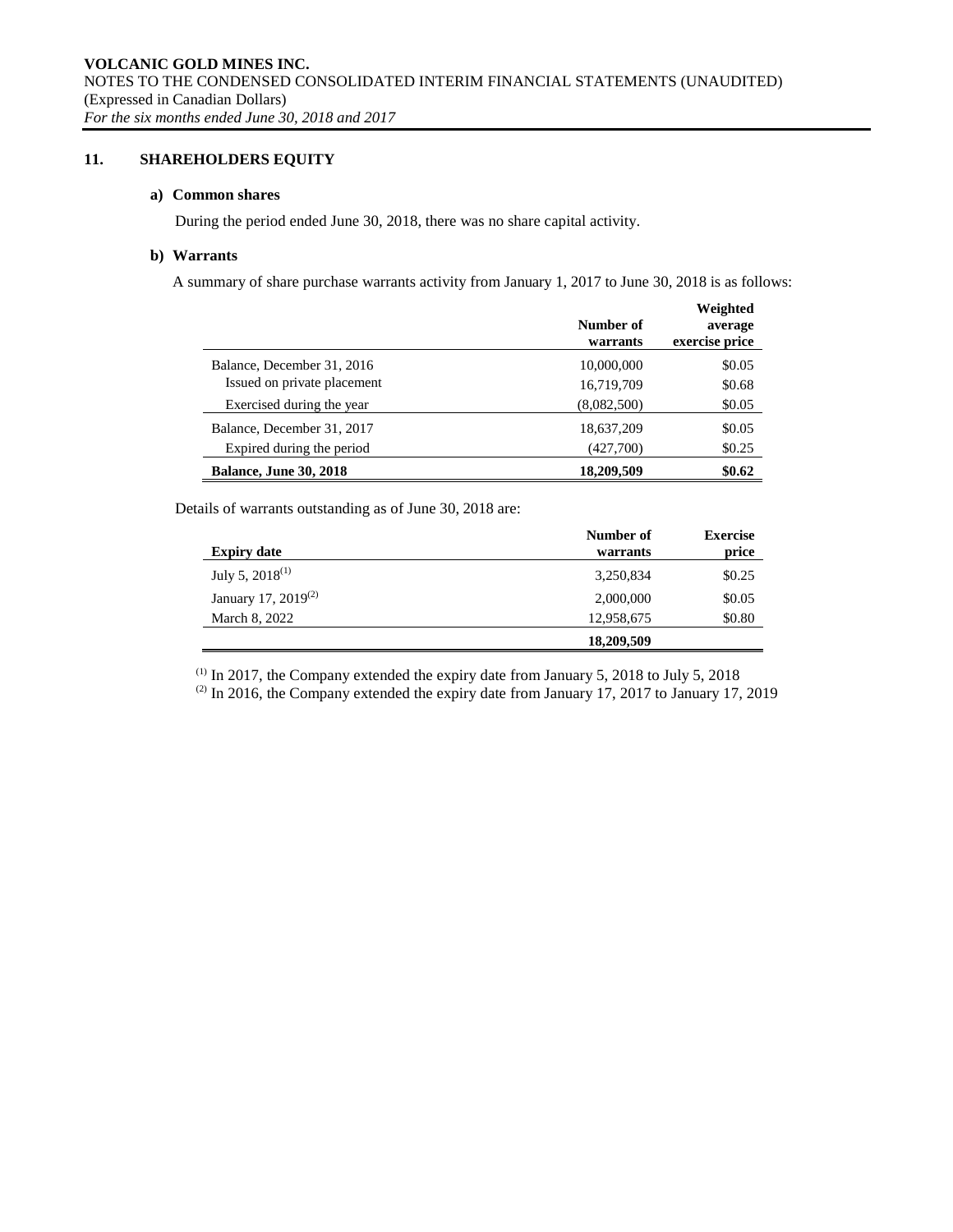## 11. SHAREHOLDERS EQUITY

### a) Common shares

During the period ended June 30, 2018, there was no share capital activity.

### b) Warrants

A summary of share purchase warrants activity from January 1, 2017 to June 30, 2018 is as follows:

| | Number of warrants | Weighted average exercise price |
|---|---|---|
| Balance, December 31, 2016 | 10,000,000 | $0.05 |
| Issued on private placement | 16,719,709 | $0.68 |
| Exercised during the year | (8,082,500) | $0.05 |
| Balance, December 31, 2017 | 18,637,209 | $0.05 |
| Expired during the period | (427,700) | $0.25 |
| **Balance, June 30, 2018** | **18,209,509** | **$0.62** |

Details of warrants outstanding as of June 30, 2018 are:

| Expiry date | Number of warrants | Exercise price |
|---|---|---|
| July 5, 2018[(1)] | 3,250,834 | $0.25 |
| January 17, 2019[(2)] | 2,000,000 | $0.05 |
| March 8, 2022 | 12,958,675 | $0.80 |
| | **18,209,509** | |

[(1)] In 2017, the Company extended the expiry date from January 5, 2018 to July 5, 2018

[(2)] In 2016, the Company extended the expiry date from January 17, 2017 to January 17, 2019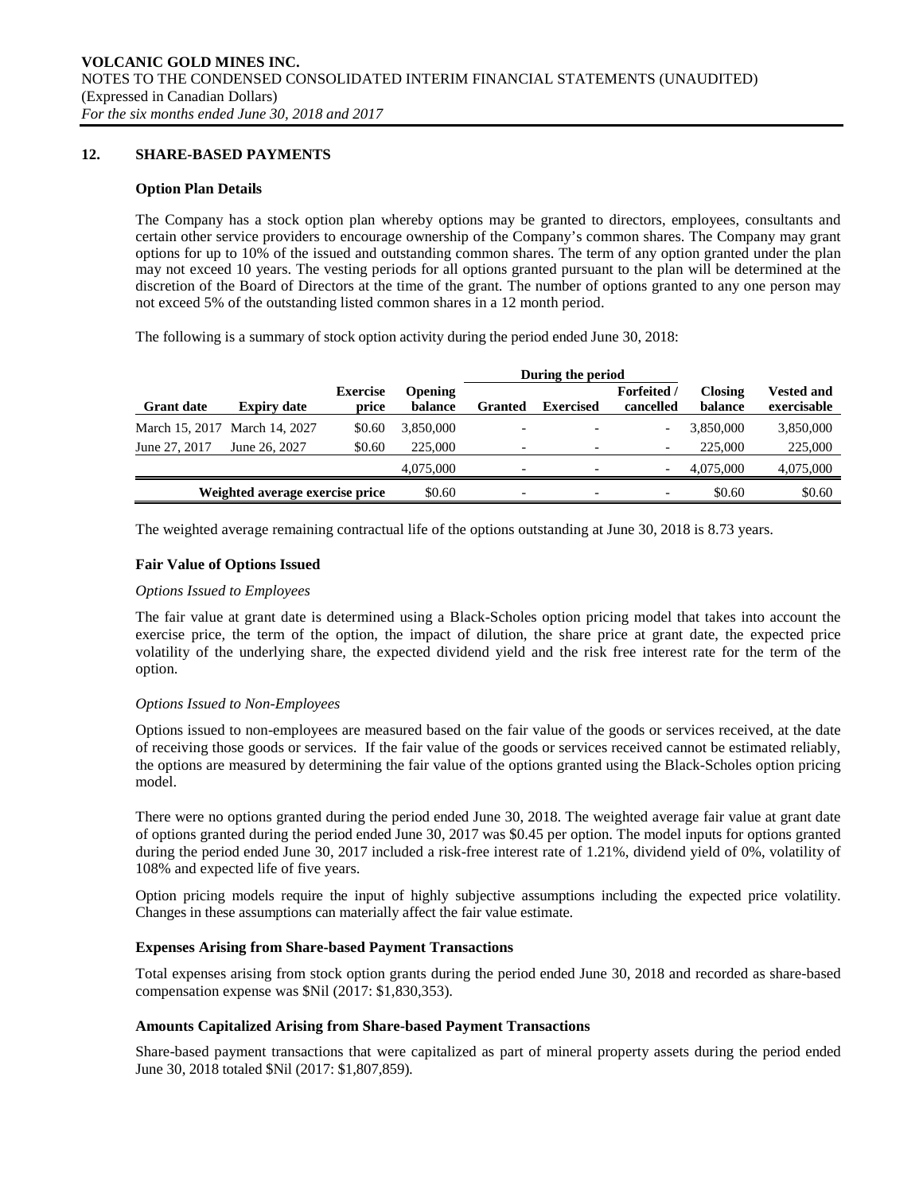**VOLCANIC GOLD MINES INC.**
NOTES TO THE CONDENSED CONSOLIDATED INTERIM FINANCIAL STATEMENTS (UNAUDITED)
(Expressed in Canadian Dollars)
*For the six months ended June 30, 2018 and 2017*

## 12. SHARE-BASED PAYMENTS

### Option Plan Details

The Company has a stock option plan whereby options may be granted to directors, employees, consultants and certain other service providers to encourage ownership of the Company's common shares. The Company may grant options for up to 10% of the issued and outstanding common shares. The term of any option granted under the plan may not exceed 10 years. The vesting periods for all options granted pursuant to the plan will be determined at the discretion of the Board of Directors at the time of the grant. The number of options granted to any one person may not exceed 5% of the outstanding listed common shares in a 12 month period.

The following is a summary of stock option activity during the period ended June 30, 2018:

| | | | | During the period | | | | |
|---|---|---|---|---|---|---|---|---|
| **Grant date** | **Expiry date** | **Exercise price** | **Opening balance** | **Granted** | **Exercised** | **Forfeited / cancelled** | **Closing balance** | **Vested and exercisable** |
| March 15, 2017 | March 14, 2027 | $0.60 | 3,850,000 | - | - | - | 3,850,000 | 3,850,000 |
| June 27, 2017 | June 26, 2027 | $0.60 | 225,000 | - | - | - | 225,000 | 225,000 |
| | | | 4,075,000 | - | - | - | 4,075,000 | 4,075,000 |
| **Weighted average exercise price** | | | $0.60 | - | - | - | $0.60 | $0.60 |

The weighted average remaining contractual life of the options outstanding at June 30, 2018 is 8.73 years.

### Fair Value of Options Issued

*Options Issued to Employees*

The fair value at grant date is determined using a Black-Scholes option pricing model that takes into account the exercise price, the term of the option, the impact of dilution, the share price at grant date, the expected price volatility of the underlying share, the expected dividend yield and the risk free interest rate for the term of the option.

*Options Issued to Non-Employees*

Options issued to non-employees are measured based on the fair value of the goods or services received, at the date of receiving those goods or services. If the fair value of the goods or services received cannot be estimated reliably, the options are measured by determining the fair value of the options granted using the Black-Scholes option pricing model.

There were no options granted during the period ended June 30, 2018. The weighted average fair value at grant date of options granted during the period ended June 30, 2017 was $0.45 per option. The model inputs for options granted during the period ended June 30, 2017 included a risk-free interest rate of 1.21%, dividend yield of 0%, volatility of 108% and expected life of five years.

Option pricing models require the input of highly subjective assumptions including the expected price volatility. Changes in these assumptions can materially affect the fair value estimate.

### Expenses Arising from Share-based Payment Transactions

Total expenses arising from stock option grants during the period ended June 30, 2018 and recorded as share-based compensation expense was $Nil (2017: $1,830,353).

### Amounts Capitalized Arising from Share-based Payment Transactions

Share-based payment transactions that were capitalized as part of mineral property assets during the period ended June 30, 2018 totaled $Nil (2017: $1,807,859).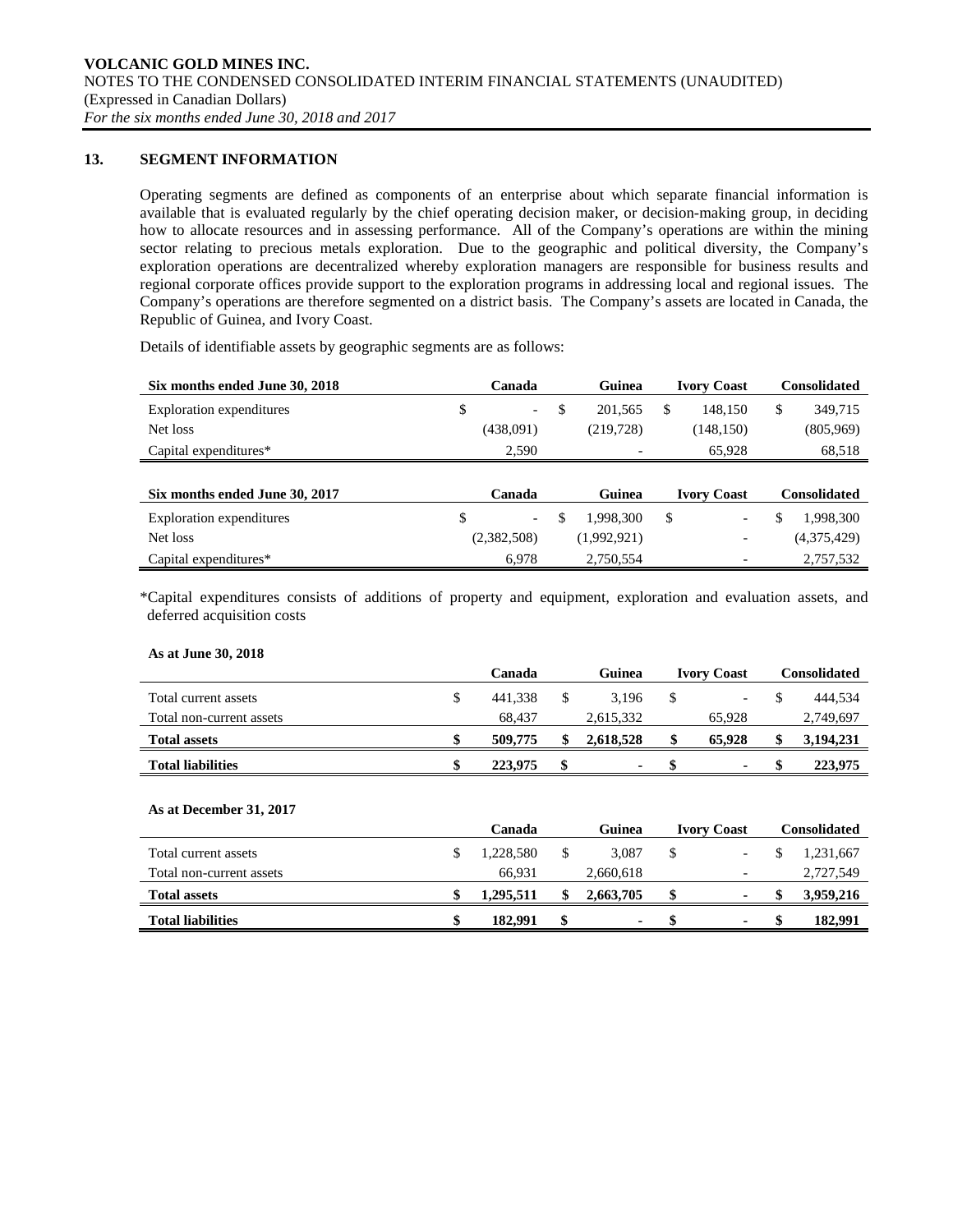## 13. SEGMENT INFORMATION

Operating segments are defined as components of an enterprise about which separate financial information is available that is evaluated regularly by the chief operating decision maker, or decision-making group, in deciding how to allocate resources and in assessing performance. All of the Company's operations are within the mining sector relating to precious metals exploration. Due to the geographic and political diversity, the Company's exploration operations are decentralized whereby exploration managers are responsible for business results and regional corporate offices provide support to the exploration programs in addressing local and regional issues. The Company's operations are therefore segmented on a district basis. The Company's assets are located in Canada, the Republic of Guinea, and Ivory Coast.

Details of identifiable assets by geographic segments are as follows:

| Six months ended June 30, 2018 | Canada | Guinea | Ivory Coast | Consolidated |
|---|---|---|---|---|
| Exploration expenditures | $ - | $ 201,565 | $ 148,150 | $ 349,715 |
| Net loss | (438,091) | (219,728) | (148,150) | (805,969) |
| Capital expenditures* | 2,590 | - | 65,928 | 68,518 |

| Six months ended June 30, 2017 | Canada | Guinea | Ivory Coast | Consolidated |
|---|---|---|---|---|
| Exploration expenditures | $ - | $ 1,998,300 | $ - | $ 1,998,300 |
| Net loss | (2,382,508) | (1,992,921) | - | (4,375,429) |
| Capital expenditures* | 6,978 | 2,750,554 | - | 2,757,532 |

*Capital expenditures consists of additions of property and equipment, exploration and evaluation assets, and deferred acquisition costs

**As at June 30, 2018**

| | Canada | Guinea | Ivory Coast | Consolidated |
|---|---|---|---|---|
| Total current assets | $ 441,338 | $ 3,196 | $ - | $ 444,534 |
| Total non-current assets | 68,437 | 2,615,332 | 65,928 | 2,749,697 |
| **Total assets** | **$ 509,775** | **$ 2,618,528** | **$ 65,928** | **$ 3,194,231** |
| **Total liabilities** | **$ 223,975** | **$ -** | **$ -** | **$ 223,975** |

**As at December 31, 2017**

| | Canada | Guinea | Ivory Coast | Consolidated |
|---|---|---|---|---|
| Total current assets | $ 1,228,580 | $ 3,087 | $ - | $ 1,231,667 |
| Total non-current assets | 66,931 | 2,660,618 | - | 2,727,549 |
| **Total assets** | **$ 1,295,511** | **$ 2,663,705** | **$ -** | **$ 3,959,216** |
| **Total liabilities** | **$ 182,991** | **$ -** | **$ -** | **$ 182,991** |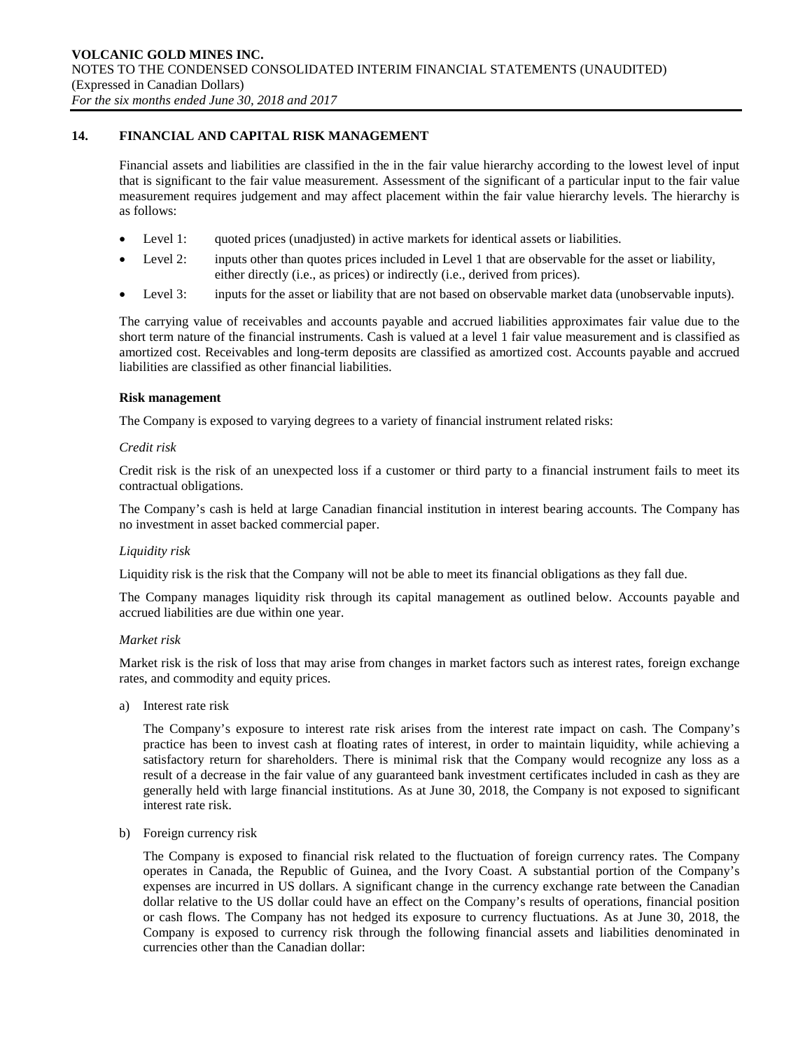## 14. FINANCIAL AND CAPITAL RISK MANAGEMENT

Financial assets and liabilities are classified in the in the fair value hierarchy according to the lowest level of input that is significant to the fair value measurement. Assessment of the significant of a particular input to the fair value measurement requires judgement and may affect placement within the fair value hierarchy levels. The hierarchy is as follows:

- Level 1: quoted prices (unadjusted) in active markets for identical assets or liabilities.
- Level 2: inputs other than quotes prices included in Level 1 that are observable for the asset or liability, either directly (i.e., as prices) or indirectly (i.e., derived from prices).
- Level 3: inputs for the asset or liability that are not based on observable market data (unobservable inputs).

The carrying value of receivables and accounts payable and accrued liabilities approximates fair value due to the short term nature of the financial instruments. Cash is valued at a level 1 fair value measurement and is classified as amortized cost. Receivables and long-term deposits are classified as amortized cost. Accounts payable and accrued liabilities are classified as other financial liabilities.

**Risk management**

The Company is exposed to varying degrees to a variety of financial instrument related risks:

*Credit risk*

Credit risk is the risk of an unexpected loss if a customer or third party to a financial instrument fails to meet its contractual obligations.

The Company's cash is held at large Canadian financial institution in interest bearing accounts. The Company has no investment in asset backed commercial paper.

*Liquidity risk*

Liquidity risk is the risk that the Company will not be able to meet its financial obligations as they fall due.

The Company manages liquidity risk through its capital management as outlined below. Accounts payable and accrued liabilities are due within one year.

*Market risk*

Market risk is the risk of loss that may arise from changes in market factors such as interest rates, foreign exchange rates, and commodity and equity prices.

a) Interest rate risk

   The Company's exposure to interest rate risk arises from the interest rate impact on cash. The Company's practice has been to invest cash at floating rates of interest, in order to maintain liquidity, while achieving a satisfactory return for shareholders. There is minimal risk that the Company would recognize any loss as a result of a decrease in the fair value of any guaranteed bank investment certificates included in cash as they are generally held with large financial institutions. As at June 30, 2018, the Company is not exposed to significant interest rate risk.

b) Foreign currency risk

   The Company is exposed to financial risk related to the fluctuation of foreign currency rates. The Company operates in Canada, the Republic of Guinea, and the Ivory Coast. A substantial portion of the Company's expenses are incurred in US dollars. A significant change in the currency exchange rate between the Canadian dollar relative to the US dollar could have an effect on the Company's results of operations, financial position or cash flows. The Company has not hedged its exposure to currency fluctuations. As at June 30, 2018, the Company is exposed to currency risk through the following financial assets and liabilities denominated in currencies other than the Canadian dollar: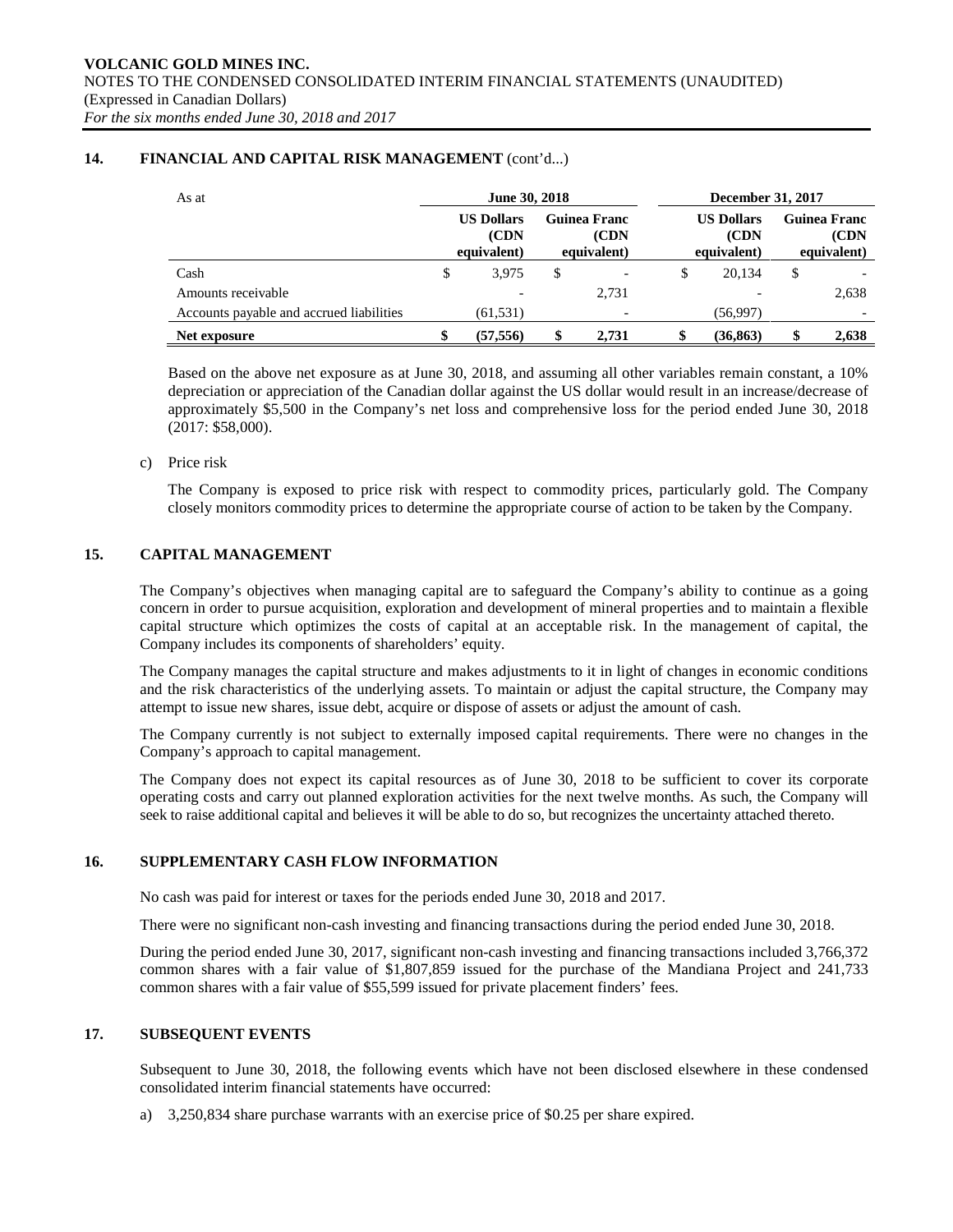## 14. FINANCIAL AND CAPITAL RISK MANAGEMENT (cont'd...)

| As at | June 30, 2018 | | December 31, 2017 | |
|---|---|---|---|---|
| | US Dollars (CDN equivalent) | Guinea Franc (CDN equivalent) | US Dollars (CDN equivalent) | Guinea Franc (CDN equivalent) |
| Cash | $ 3,975 | $ - | $ 20,134 | $ - |
| Amounts receivable | - | 2,731 | - | 2,638 |
| Accounts payable and accrued liabilities | (61,531) | - | (56,997) | - |
| **Net exposure** | **$ (57,556)** | **$ 2,731** | **$ (36,863)** | **$ 2,638** |

Based on the above net exposure as at June 30, 2018, and assuming all other variables remain constant, a 10% depreciation or appreciation of the Canadian dollar against the US dollar would result in an increase/decrease of approximately $5,500 in the Company's net loss and comprehensive loss for the period ended June 30, 2018 (2017: $58,000).

c) Price risk

The Company is exposed to price risk with respect to commodity prices, particularly gold. The Company closely monitors commodity prices to determine the appropriate course of action to be taken by the Company.

## 15. CAPITAL MANAGEMENT

The Company's objectives when managing capital are to safeguard the Company's ability to continue as a going concern in order to pursue acquisition, exploration and development of mineral properties and to maintain a flexible capital structure which optimizes the costs of capital at an acceptable risk. In the management of capital, the Company includes its components of shareholders' equity.

The Company manages the capital structure and makes adjustments to it in light of changes in economic conditions and the risk characteristics of the underlying assets. To maintain or adjust the capital structure, the Company may attempt to issue new shares, issue debt, acquire or dispose of assets or adjust the amount of cash.

The Company currently is not subject to externally imposed capital requirements. There were no changes in the Company's approach to capital management.

The Company does not expect its capital resources as of June 30, 2018 to be sufficient to cover its corporate operating costs and carry out planned exploration activities for the next twelve months. As such, the Company will seek to raise additional capital and believes it will be able to do so, but recognizes the uncertainty attached thereto.

## 16. SUPPLEMENTARY CASH FLOW INFORMATION

No cash was paid for interest or taxes for the periods ended June 30, 2018 and 2017.

There were no significant non-cash investing and financing transactions during the period ended June 30, 2018.

During the period ended June 30, 2017, significant non-cash investing and financing transactions included 3,766,372 common shares with a fair value of $1,807,859 issued for the purchase of the Mandiana Project and 241,733 common shares with a fair value of $55,599 issued for private placement finders' fees.

## 17. SUBSEQUENT EVENTS

Subsequent to June 30, 2018, the following events which have not been disclosed elsewhere in these condensed consolidated interim financial statements have occurred:

a) 3,250,834 share purchase warrants with an exercise price of $0.25 per share expired.